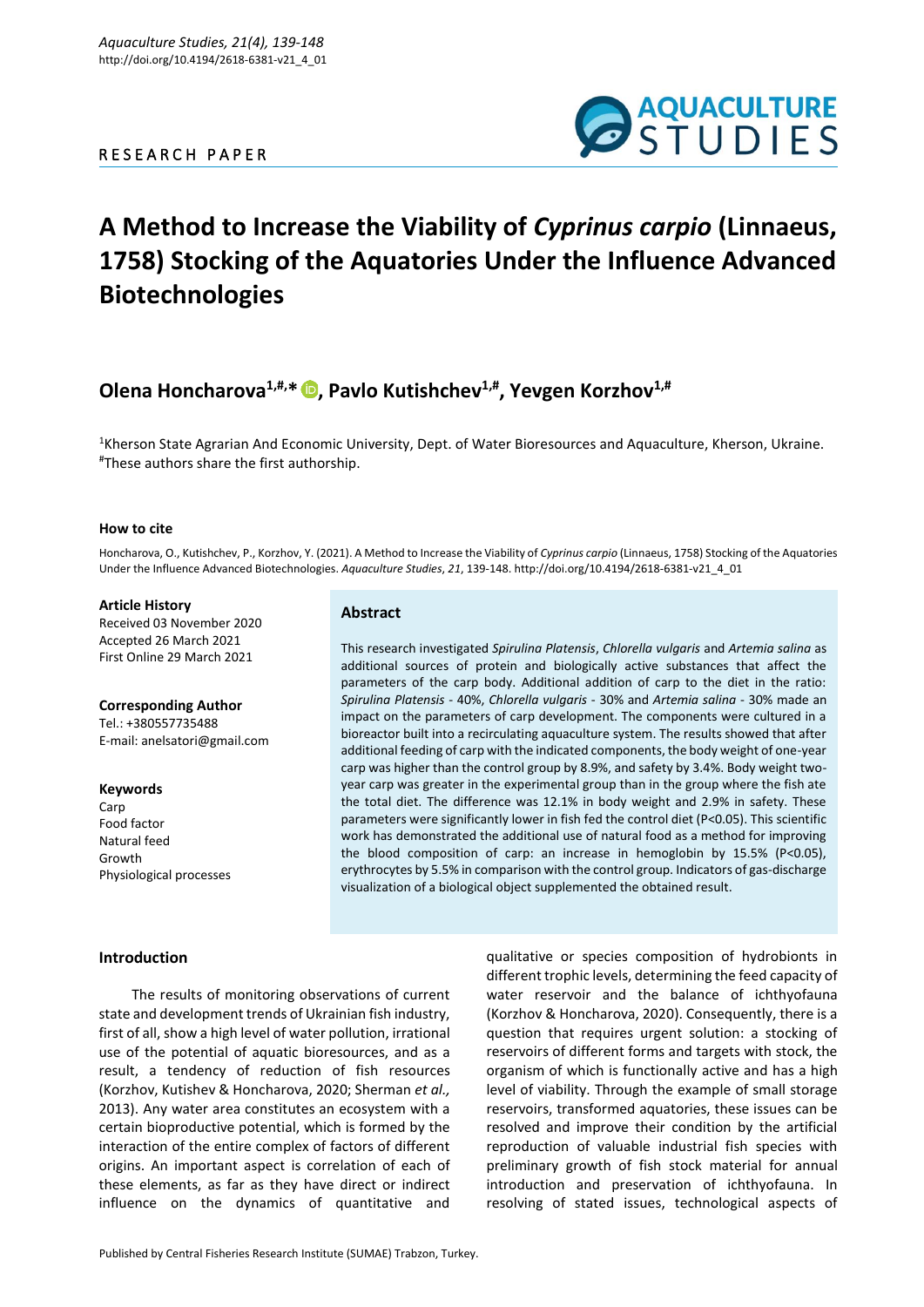RESEARCH PAPER

# A Method to Increase the Viability of *Cyprinus carpio* (Linnaeus, 1758) Stocking of the Aquatories Under the Influence Advanced Biotechnologies

**Olena Honcharova[1,#,*], Pavlo Kutishchev[1,#], Yevgen Korzhov[1,#]**

[1]Kherson State Agrarian And Economic University, Dept. of Water Bioresources and Aquaculture, Kherson, Ukraine.
[#]These authors share the first authorship.

#### How to cite

Honcharova, O., Kutishchev, P., Korzhov, Y. (2021). A Method to Increase the Viability of *Cyprinus carpio* (Linnaeus, 1758) Stocking of the Aquatories Under the Influence Advanced Biotechnologies. *Aquaculture Studies*, *21*, 139-148. http://doi.org/10.4194/2618-6381-v21_4_01

#### Article History

Received 03 November 2020
Accepted 26 March 2021
First Online 29 March 2021

#### Corresponding Author

Tel.: +380557735488
E-mail: anelsatori@gmail.com

#### Keywords

Carp
Food factor
Natural feed
Growth
Physiological processes

## Abstract

This research investigated *Spirulina Platensis*, *Chlorella vulgaris* and *Artemia salina* as additional sources of protein and biologically active substances that affect the parameters of the carp body. Additional addition of carp to the diet in the ratio: *Spirulina Platensis* - 40%, *Chlorella vulgaris* - 30% and *Artemia salina* - 30% made an impact on the parameters of carp development. The components were cultured in a bioreactor built into a recirculating aquaculture system. The results showed that after additional feeding of carp with the indicated components, the body weight of one-year carp was higher than the control group by 8.9%, and safety by 3.4%. Body weight two-year carp was greater in the experimental group than in the group where the fish ate the total diet. The difference was 12.1% in body weight and 2.9% in safety. These parameters were significantly lower in fish fed the control diet ($P<0.05$). This scientific work has demonstrated the additional use of natural food as a method for improving the blood composition of carp: an increase in hemoglobin by 15.5% ($P<0.05$), erythrocytes by 5.5% in comparison with the control group. Indicators of gas-discharge visualization of a biological object supplemented the obtained result.

## Introduction

The results of monitoring observations of current state and development trends of Ukrainian fish industry, first of all, show a high level of water pollution, irrational use of the potential of aquatic bioresources, and as a result, a tendency of reduction of fish resources (Korzhov, Kutishev & Honcharova, 2020; Sherman *et al.,* 2013). Any water area constitutes an ecosystem with a certain bioproductive potential, which is formed by the interaction of the entire complex of factors of different origins. An important aspect is correlation of each of these elements, as far as they have direct or indirect influence on the dynamics of quantitative and qualitative or species composition of hydrobionts in different trophic levels, determining the feed capacity of water reservoir and the balance of ichthyofauna (Korzhov & Honcharova, 2020). Consequently, there is a question that requires urgent solution: a stocking of reservoirs of different forms and targets with stock, the organism of which is functionally active and has a high level of viability. Through the example of small storage reservoirs, transformed aquatories, these issues can be resolved and improve their condition by the artificial reproduction of valuable industrial fish species with preliminary growth of fish stock material for annual introduction and preservation of ichthyofauna. In resolving of stated issues, technological aspects of

Published by Central Fisheries Research Institute (SUMAE) Trabzon, Turkey.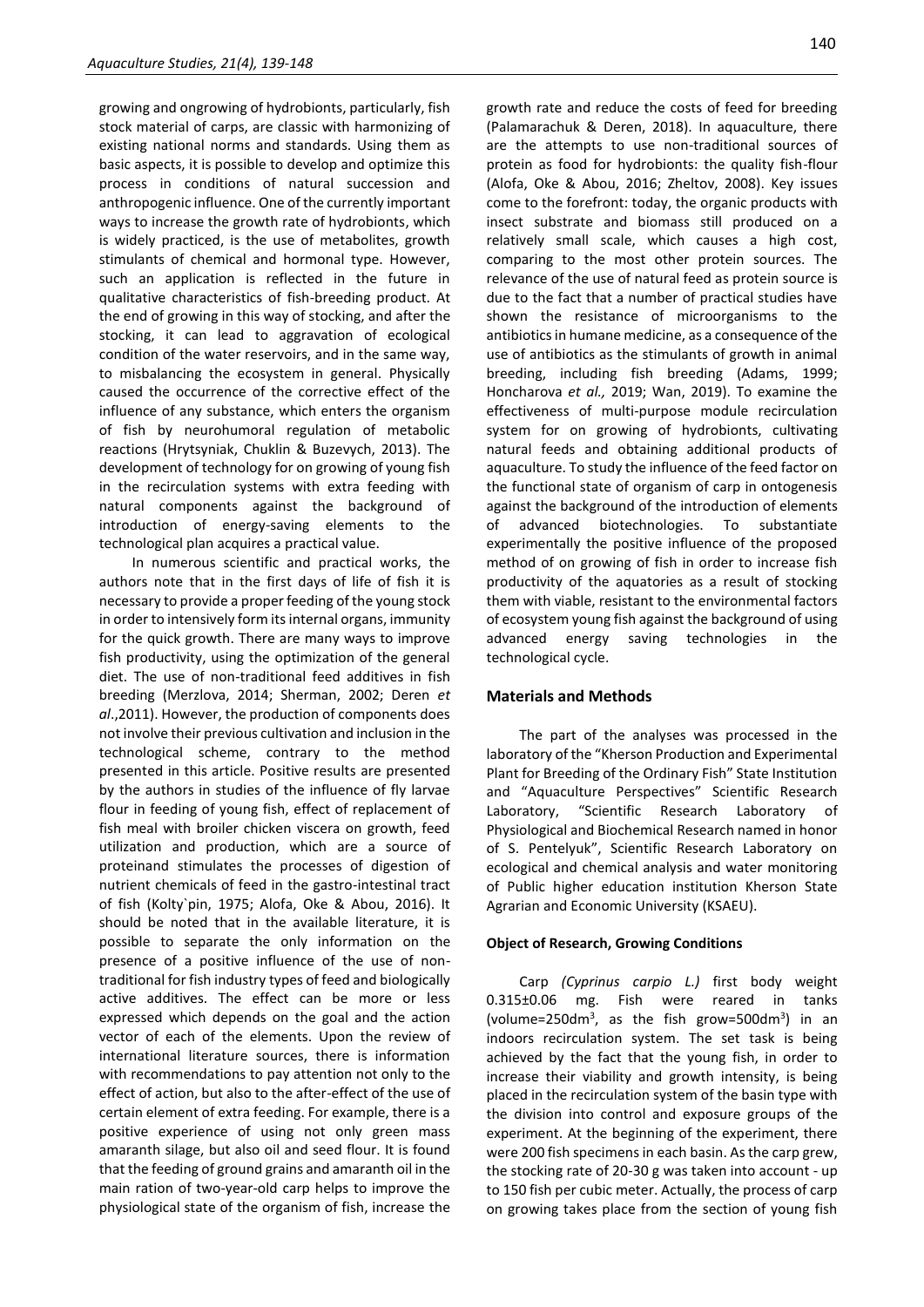growing and ongrowing of hydrobionts, particularly, fish stock material of carps, are classic with harmonizing of existing national norms and standards. Using them as basic aspects, it is possible to develop and optimize this process in conditions of natural succession and anthropogenic influence. One of the currently important ways to increase the growth rate of hydrobionts, which is widely practiced, is the use of metabolites, growth stimulants of chemical and hormonal type. However, such an application is reflected in the future in qualitative characteristics of fish-breeding product. At the end of growing in this way of stocking, and after the stocking, it can lead to aggravation of ecological condition of the water reservoirs, and in the same way, to misbalancing the ecosystem in general. Physically caused the occurrence of the corrective effect of the influence of any substance, which enters the organism of fish by neurohumoral regulation of metabolic reactions (Hrytsyniak, Chuklin & Buzevych, 2013). The development of technology for on growing of young fish in the recirculation systems with extra feeding with natural components against the background of introduction of energy-saving elements to the technological plan acquires a practical value.

In numerous scientific and practical works, the authors note that in the first days of life of fish it is necessary to provide a proper feeding of the young stock in order to intensively form its internal organs, immunity for the quick growth. There are many ways to improve fish productivity, using the optimization of the general diet. The use of non-traditional feed additives in fish breeding (Merzlova, 2014; Sherman, 2002; Deren *et al*.,2011). However, the production of components does not involve their previous cultivation and inclusion in the technological scheme, contrary to the method presented in this article. Positive results are presented by the authors in studies of the influence of fly larvae flour in feeding of young fish, effect of replacement of fish meal with broiler chicken viscera on growth, feed utilization and production, which are a source of proteinand stimulates the processes of digestion of nutrient chemicals of feed in the gastro-intestinal tract of fish (Kolty`pin, 1975; Alofa, Oke & Abou, 2016). It should be noted that in the available literature, it is possible to separate the only information on the presence of a positive influence of the use of non-traditional for fish industry types of feed and biologically active additives. The effect can be more or less expressed which depends on the goal and the action vector of each of the elements. Upon the review of international literature sources, there is information with recommendations to pay attention not only to the effect of action, but also to the after-effect of the use of certain element of extra feeding. For example, there is a positive experience of using not only green mass amaranth silage, but also oil and seed flour. It is found that the feeding of ground grains and amaranth oil in the main ration of two-year-old carp helps to improve the physiological state of the organism of fish, increase the growth rate and reduce the costs of feed for breeding (Palamarachuk & Deren, 2018). In aquaculture, there are the attempts to use non-traditional sources of protein as food for hydrobionts: the quality fish-flour (Alofa, Oke & Abou, 2016; Zheltov, 2008). Key issues come to the forefront: today, the organic products with insect substrate and biomass still produced on a relatively small scale, which causes a high cost, comparing to the most other protein sources. The relevance of the use of natural feed as protein source is due to the fact that a number of practical studies have shown the resistance of microorganisms to the antibiotics in humane medicine, as a consequence of the use of antibiotics as the stimulants of growth in animal breeding, including fish breeding (Adams, 1999; Honcharova *et al.,* 2019; Wan, 2019). To examine the effectiveness of multi-purpose module recirculation system for on growing of hydrobionts, cultivating natural feeds and obtaining additional products of aquaculture. To study the influence of the feed factor on the functional state of organism of carp in ontogenesis against the background of the introduction of elements of advanced biotechnologies. To substantiate experimentally the positive influence of the proposed method of on growing of fish in order to increase fish productivity of the aquatories as a result of stocking them with viable, resistant to the environmental factors of ecosystem young fish against the background of using advanced energy saving technologies in the technological cycle.

## Materials and Methods

The part of the analyses was processed in the laboratory of the "Kherson Production and Experimental Plant for Breeding of the Ordinary Fish" State Institution and "Aquaculture Perspectives" Scientific Research Laboratory, "Scientific Research Laboratory of Physiological and Biochemical Research named in honor of S. Pentelyuk", Scientific Research Laboratory on ecological and chemical analysis and water monitoring of Public higher education institution Kherson State Agrarian and Economic University (KSAEU).

### Object of Research, Growing Conditions

Carp *(Cyprinus carpio L.)* first body weight 0.315±0.06 mg. Fish were reared in tanks (volume=250dm$^3$, as the fish grow=500dm$^3$) in an indoors recirculation system. The set task is being achieved by the fact that the young fish, in order to increase their viability and growth intensity, is being placed in the recirculation system of the basin type with the division into control and exposure groups of the experiment. At the beginning of the experiment, there were 200 fish specimens in each basin. As the carp grew, the stocking rate of 20-30 g was taken into account - up to 150 fish per cubic meter. Actually, the process of carp on growing takes place from the section of young fish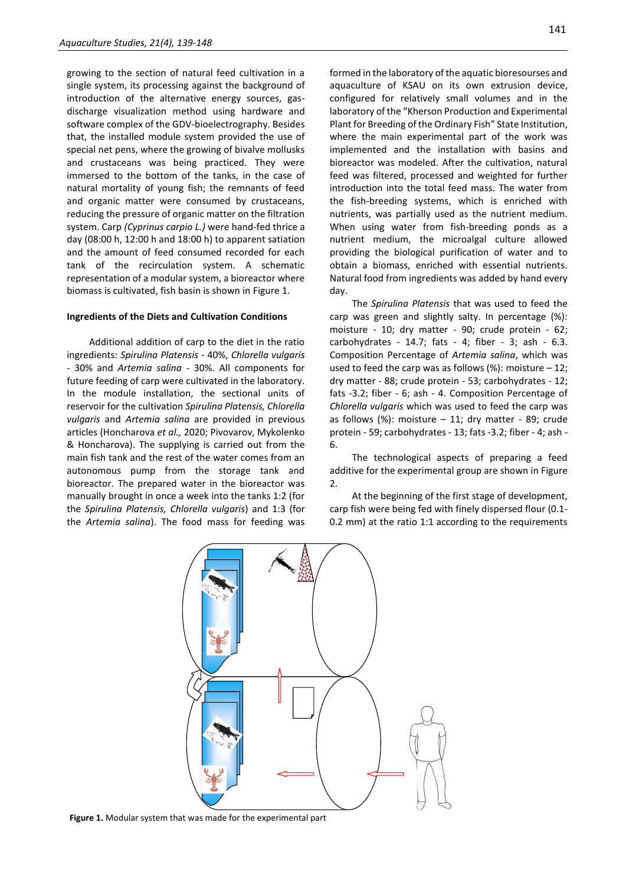growing to the section of natural feed cultivation in a single system, its processing against the background of introduction of the alternative energy sources, gas-discharge visualization method using hardware and software complex of the GDV-bioelectrography. Besides that, the installed module system provided the use of special net pens, where the growing of bivalve mollusks and crustaceans was being practiced. They were immersed to the bottom of the tanks, in the case of natural mortality of young fish; the remnants of feed and organic matter were consumed by crustaceans, reducing the pressure of organic matter on the filtration system. Carp *(Cyprinus carpio L.)* were hand-fed thrice a day (08:00 h, 12:00 h and 18:00 h) to apparent satiation and the amount of feed consumed recorded for each tank of the recirculation system. A schematic representation of a modular system, a bioreactor where biomass is cultivated, fish basin is shown in Figure 1.

#### Ingredients of the Diets and Cultivation Conditions

Additional addition of carp to the diet in the ratio ingredients: *Spirulina Platensis* - 40%, *Chlorella vulgaris* - 30% and *Artemia salina* - 30%. All components for future feeding of carp were cultivated in the laboratory. In the module installation, the sectional units of reservoir for the cultivation *Spirulina Platensis, Chlorella vulgaris* and *Artemia salina* are provided in previous articles (Honcharova *et al.,* 2020; Pivovarov, Mykolenko & Honcharova). The supplying is carried out from the main fish tank and the rest of the water comes from an autonomous pump from the storage tank and bioreactor. The prepared water in the bioreactor was manually brought in once a week into the tanks 1:2 (for the *Spirulina Platensis, Chlorella vulgaris*) and 1:3 (for the *Artemia salina*). The food mass for feeding was formed in the laboratory of the aquatic bioresourses and aquaculture of KSAU on its own extrusion device, configured for relatively small volumes and in the laboratory of the "Kherson Production and Experimental Plant for Breeding of the Ordinary Fish" State Institution, where the main experimental part of the work was implemented and the installation with basins and bioreactor was modeled. After the cultivation, natural feed was filtered, processed and weighted for further introduction into the total feed mass. The water from the fish-breeding systems, which is enriched with nutrients, was partially used as the nutrient medium. When using water from fish-breeding ponds as a nutrient medium, the microalgal culture allowed providing the biological purification of water and to obtain a biomass, enriched with essential nutrients. Natural food from ingredients was added by hand every day.

The *Spirulina Platensis* that was used to feed the carp was green and slightly salty. In percentage (%): moisture - 10; dry matter - 90; crude protein - 62; carbohydrates - 14.7; fats - 4; fiber - 3; ash - 6.3. Composition Percentage of *Artemia salina*, which was used to feed the carp was as follows (%): moisture – 12; dry matter - 88; crude protein - 53; carbohydrates - 12; fats -3.2; fiber - 6; ash - 4. Composition Percentage of *Chlorella vulgaris* which was used to feed the carp was as follows (%): moisture – 11; dry matter - 89; crude protein - 59; carbohydrates - 13; fats -3.2; fiber - 4; ash - 6.

The technological aspects of preparing a feed additive for the experimental group are shown in Figure 2.

At the beginning of the first stage of development, carp fish were being fed with finely dispersed flour (0.1-0.2 mm) at the ratio 1:1 according to the requirements

**Figure 1.** Modular system that was made for the experimental part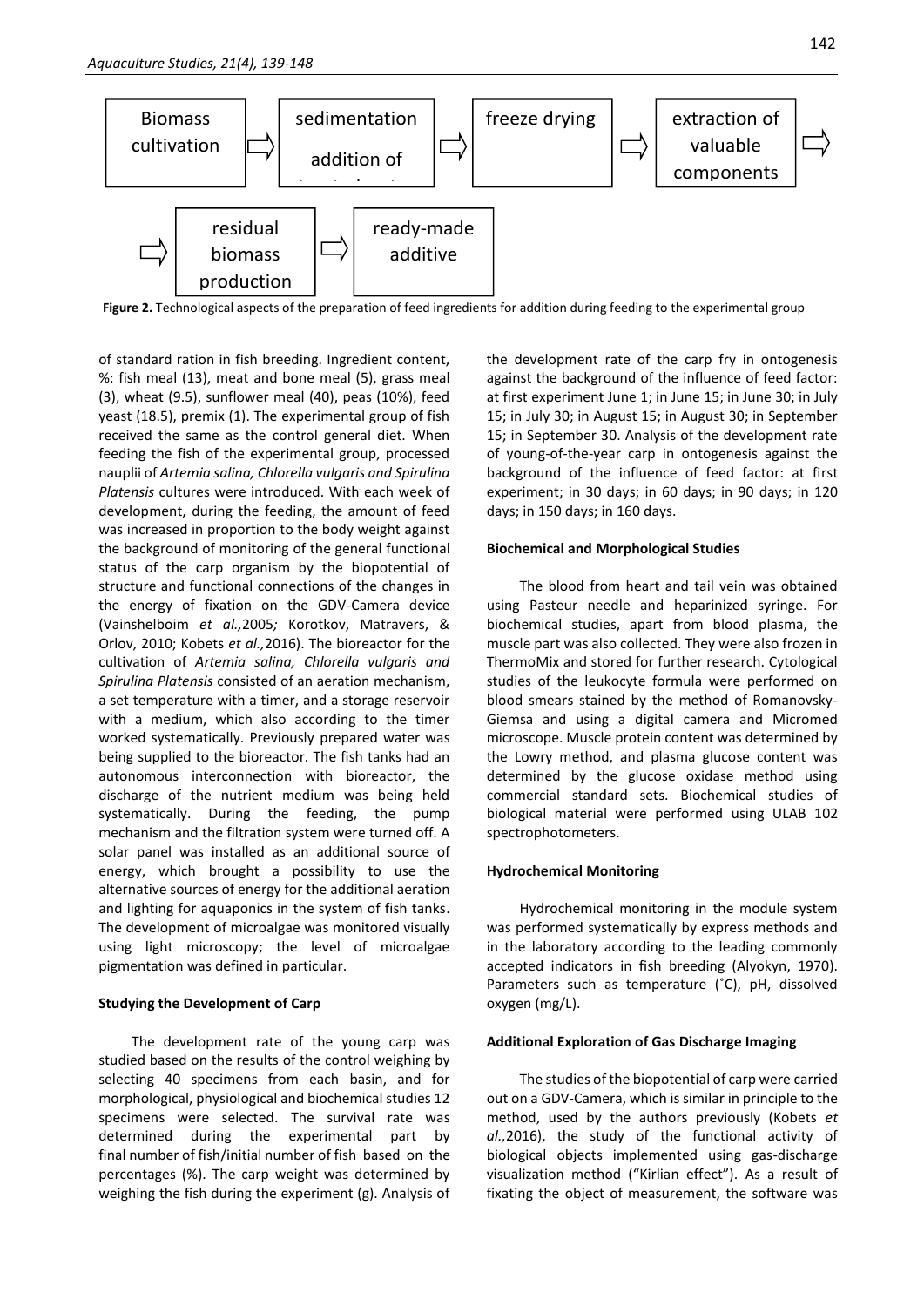Biomass cultivation ⇨ sedimentation addition of ⇨ freeze drying ⇨ extraction of valuable components ⇨

⇨ residual biomass production ⇨ ready-made additive

**Figure 2.** Technological aspects of the preparation of feed ingredients for addition during feeding to the experimental group

of standard ration in fish breeding. Ingredient content, %: fish meal (13), meat and bone meal (5), grass meal (3), wheat (9.5), sunflower meal (40), peas (10%), feed yeast (18.5), premix (1). The experimental group of fish received the same as the control general diet. When feeding the fish of the experimental group, processed nauplii of *Artemia salina, Chlorella vulgaris and Spirulina Platensis* cultures were introduced. With each week of development, during the feeding, the amount of feed was increased in proportion to the body weight against the background of monitoring of the general functional status of the carp organism by the biopotential of structure and functional connections of the changes in the energy of fixation on the GDV-Camera device (Vainshelboim *et al.,*2005*;* Korotkov, Matravers, & Orlov, 2010; Kobets *et al.,*2016). The bioreactor for the cultivation of *Artemia salina, Chlorella vulgaris and Spirulina Platensis* consisted of an aeration mechanism, a set temperature with a timer, and a storage reservoir with a medium, which also according to the timer worked systematically. Previously prepared water was being supplied to the bioreactor. The fish tanks had an autonomous interconnection with bioreactor, the discharge of the nutrient medium was being held systematically. During the feeding, the pump mechanism and the filtration system were turned off. A solar panel was installed as an additional source of energy, which brought a possibility to use the alternative sources of energy for the additional aeration and lighting for aquaponics in the system of fish tanks. The development of microalgae was monitored visually using light microscopy; the level of microalgae pigmentation was defined in particular.

#### Studying the Development of Carp

The development rate of the young carp was studied based on the results of the control weighing by selecting 40 specimens from each basin, and for morphological, physiological and biochemical studies 12 specimens were selected. The survival rate was determined during the experimental part by final number of fish/initial number of fish based on the percentages (%). The carp weight was determined by weighing the fish during the experiment (g). Analysis of the development rate of the carp fry in ontogenesis against the background of the influence of feed factor: at first experiment June 1; in June 15; in June 30; in July 15; in July 30; in August 15; in August 30; in September 15; in September 30. Analysis of the development rate of young-of-the-year carp in ontogenesis against the background of the influence of feed factor: at first experiment; in 30 days; in 60 days; in 90 days; in 120 days; in 150 days; in 160 days.

#### Biochemical and Morphological Studies

The blood from heart and tail vein was obtained using Pasteur needle and heparinized syringe. For biochemical studies, apart from blood plasma, the muscle part was also collected. They were also frozen in ThermoMix and stored for further research. Cytological studies of the leukocyte formula were performed on blood smears stained by the method of Romanovsky-Giemsa and using a digital camera and Micromed microscope. Muscle protein content was determined by the Lowry method, and plasma glucose content was determined by the glucose oxidase method using commercial standard sets. Biochemical studies of biological material were performed using ULAB 102 spectrophotometers.

#### Hydrochemical Monitoring

Hydrochemical monitoring in the module system was performed systematically by express methods and in the laboratory according to the leading commonly accepted indicators in fish breeding (Alyokyn, 1970). Parameters such as temperature (˚C), pH, dissolved oxygen (mg/L).

#### Additional Exploration of Gas Discharge Imaging

The studies of the biopotential of carp were carried out on a GDV-Camera, which is similar in principle to the method, used by the authors previously (Kobets *et al.,*2016), the study of the functional activity of biological objects implemented using gas-discharge visualization method ("Kirlian effect"). As a result of fixating the object of measurement, the software was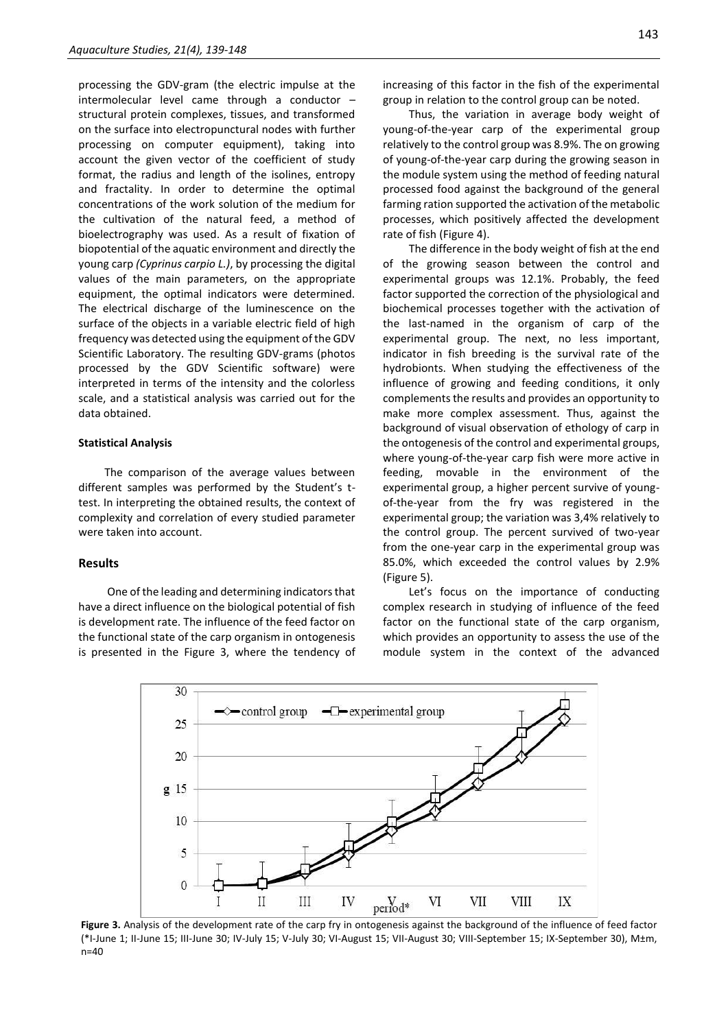processing the GDV-gram (the electric impulse at the intermolecular level came through a conductor – structural protein complexes, tissues, and transformed on the surface into electropunctural nodes with further processing on computer equipment), taking into account the given vector of the coefficient of study format, the radius and length of the isolines, entropy and fractality. In order to determine the optimal concentrations of the work solution of the medium for the cultivation of the natural feed, a method of bioelectrography was used. As a result of fixation of biopotential of the aquatic environment and directly the young carp *(Cyprinus carpio L.)*, by processing the digital values of the main parameters, on the appropriate equipment, the optimal indicators were determined. The electrical discharge of the luminescence on the surface of the objects in a variable electric field of high frequency was detected using the equipment of the GDV Scientific Laboratory. The resulting GDV-grams (photos processed by the GDV Scientific software) were interpreted in terms of the intensity and the colorless scale, and a statistical analysis was carried out for the data obtained.

**Statistical Analysis**

The comparison of the average values between different samples was performed by the Student's t-test. In interpreting the obtained results, the context of complexity and correlation of every studied parameter were taken into account.

## Results

One of the leading and determining indicators that have a direct influence on the biological potential of fish is development rate. The influence of the feed factor on the functional state of the carp organism in ontogenesis is presented in the Figure 3, where the tendency of increasing of this factor in the fish of the experimental group in relation to the control group can be noted.

Thus, the variation in average body weight of young-of-the-year carp of the experimental group relatively to the control group was 8.9%. The on growing of young-of-the-year carp during the growing season in the module system using the method of feeding natural processed food against the background of the general farming ration supported the activation of the metabolic processes, which positively affected the development rate of fish (Figure 4).

The difference in the body weight of fish at the end of the growing season between the control and experimental groups was 12.1%. Probably, the feed factor supported the correction of the physiological and biochemical processes together with the activation of the last-named in the organism of carp of the experimental group. The next, no less important, indicator in fish breeding is the survival rate of the hydrobionts. When studying the effectiveness of the influence of growing and feeding conditions, it only complements the results and provides an opportunity to make more complex assessment. Thus, against the background of visual observation of ethology of carp in the ontogenesis of the control and experimental groups, where young-of-the-year carp fish were more active in feeding, movable in the environment of the experimental group, a higher percent survive of young-of-the-year from the fry was registered in the experimental group; the variation was 3,4% relatively to the control group. The percent survived of two-year from the one-year carp in the experimental group was 85.0%, which exceeded the control values by 2.9% (Figure 5).

Let's focus on the importance of conducting complex research in studying of influence of the feed factor on the functional state of the carp organism, which provides an opportunity to assess the use of the module system in the context of the advanced

**Figure 3.** Analysis of the development rate of the carp fry in ontogenesis against the background of the influence of feed factor (*I-June 1; II-June 15; III-June 30; IV-July 15; V-July 30; VI-August 15; VII-August 30; VIII-September 15; IX-September 30), M±m, n=40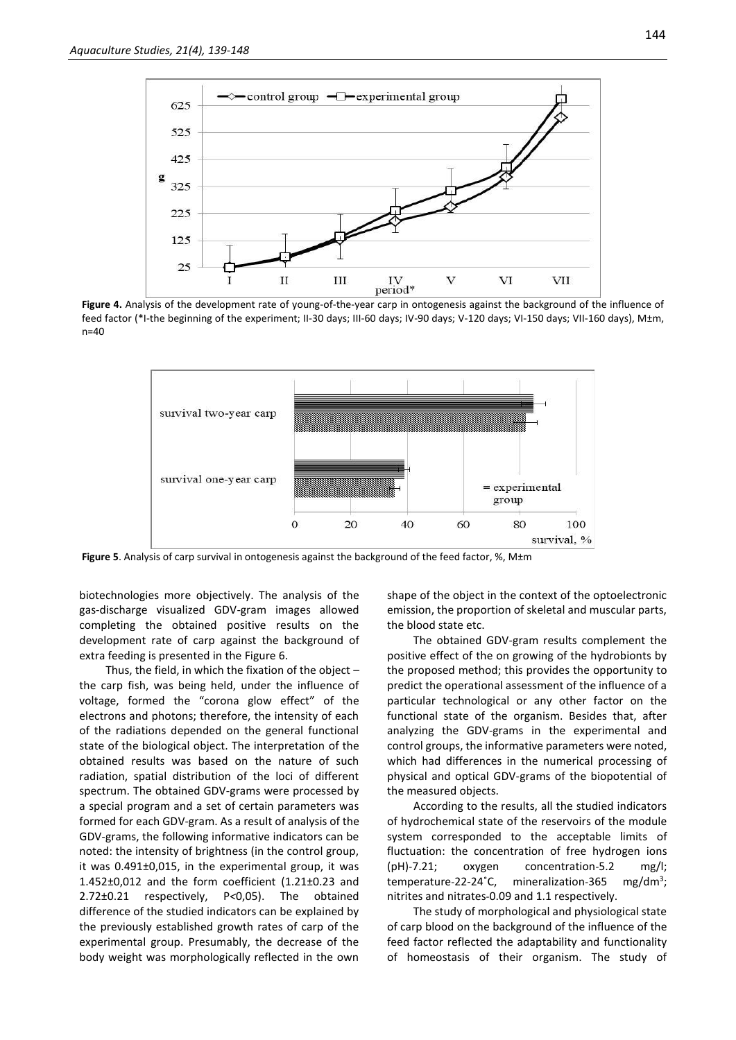**Figure 4.** Analysis of the development rate of young-of-the-year carp in ontogenesis against the background of the influence of feed factor (*I-the beginning of the experiment; II-30 days; III-60 days; IV-90 days; V-120 days; VI-150 days; VII-160 days), M±m, n=40

**Figure 5**. Analysis of carp survival in ontogenesis against the background of the feed factor, %, M±m

biotechnologies more objectively. The analysis of the gas-discharge visualized GDV-gram images allowed completing the obtained positive results on the development rate of carp against the background of extra feeding is presented in the Figure 6.

Thus, the field, in which the fixation of the object – the carp fish, was being held, under the influence of voltage, formed the "corona glow effect" of the electrons and photons; therefore, the intensity of each of the radiations depended on the general functional state of the biological object. The interpretation of the obtained results was based on the nature of such radiation, spatial distribution of the loci of different spectrum. The obtained GDV-grams were processed by a special program and a set of certain parameters was formed for each GDV-gram. As a result of analysis of the GDV-grams, the following informative indicators can be noted: the intensity of brightness (in the control group, it was 0.491±0,015, in the experimental group, it was 1.452±0,012 and the form coefficient (1.21±0.23 and 2.72±0.21 respectively, $P<0,05$). The obtained difference of the studied indicators can be explained by the previously established growth rates of carp of the experimental group. Presumably, the decrease of the body weight was morphologically reflected in the own shape of the object in the context of the optoelectronic emission, the proportion of skeletal and muscular parts, the blood state etc.

The obtained GDV-gram results complement the positive effect of the on growing of the hydrobionts by the proposed method; this provides the opportunity to predict the operational assessment of the influence of a particular technological or any other factor on the functional state of the organism. Besides that, after analyzing the GDV-grams in the experimental and control groups, the informative parameters were noted, which had differences in the numerical processing of physical and optical GDV-grams of the biopotential of the measured objects.

According to the results, all the studied indicators of hydrochemical state of the reservoirs of the module system corresponded to the acceptable limits of fluctuation: the concentration of free hydrogen ions (pH)-7.21; oxygen concentration-5.2 mg/l; temperature-22-24˚C, mineralization-365 mg/dm$^3$; nitrites and nitrates-0.09 and 1.1 respectively.

The study of morphological and physiological state of carp blood on the background of the influence of the feed factor reflected the adaptability and functionality of homeostasis of their organism. The study of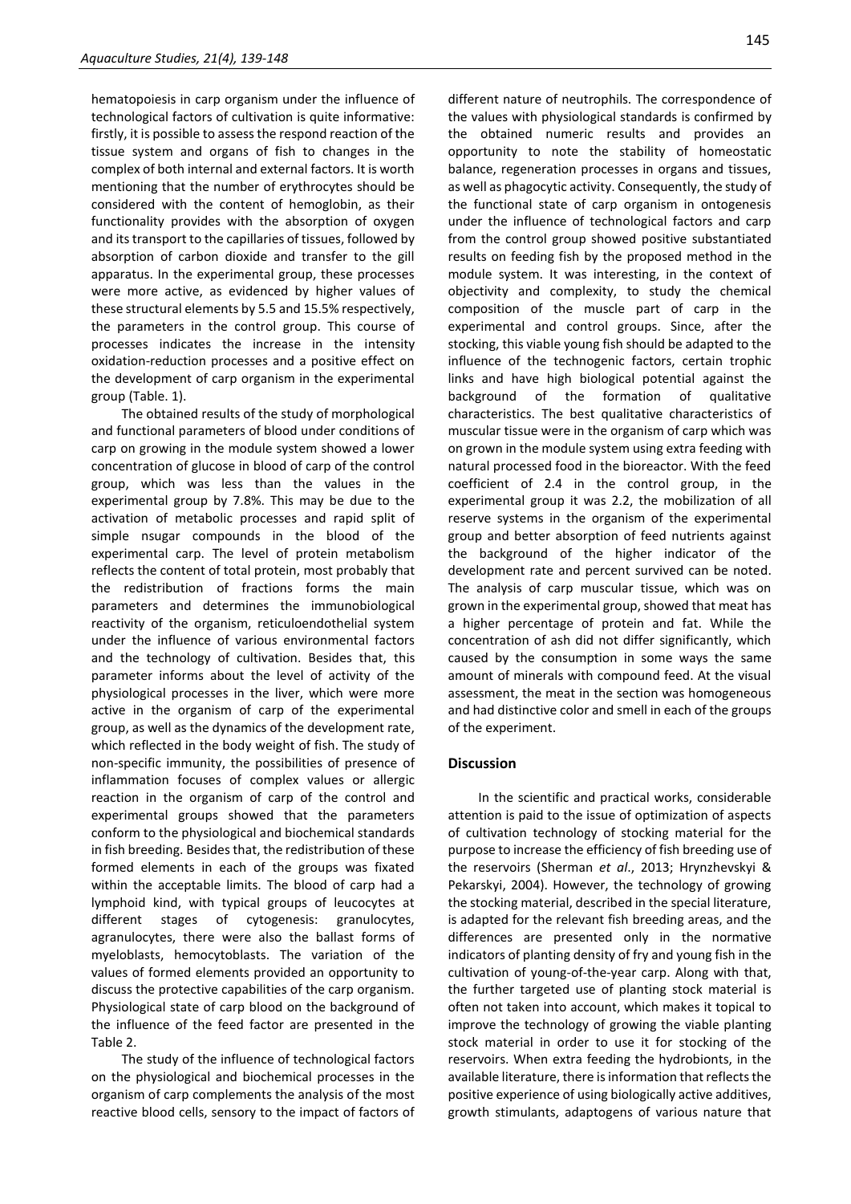hematopoiesis in carp organism under the influence of technological factors of cultivation is quite informative: firstly, it is possible to assess the respond reaction of the tissue system and organs of fish to changes in the complex of both internal and external factors. It is worth mentioning that the number of erythrocytes should be considered with the content of hemoglobin, as their functionality provides with the absorption of oxygen and its transport to the capillaries of tissues, followed by absorption of carbon dioxide and transfer to the gill apparatus. In the experimental group, these processes were more active, as evidenced by higher values of these structural elements by 5.5 and 15.5% respectively, the parameters in the control group. This course of processes indicates the increase in the intensity oxidation-reduction processes and a positive effect on the development of carp organism in the experimental group (Table. 1).

The obtained results of the study of morphological and functional parameters of blood under conditions of carp on growing in the module system showed a lower concentration of glucose in blood of carp of the control group, which was less than the values in the experimental group by 7.8%. This may be due to the activation of metabolic processes and rapid split of simple nsugar compounds in the blood of the experimental carp. The level of protein metabolism reflects the content of total protein, most probably that the redistribution of fractions forms the main parameters and determines the immunobiological reactivity of the organism, reticuloendothelial system under the influence of various environmental factors and the technology of cultivation. Besides that, this parameter informs about the level of activity of the physiological processes in the liver, which were more active in the organism of carp of the experimental group, as well as the dynamics of the development rate, which reflected in the body weight of fish. The study of non-specific immunity, the possibilities of presence of inflammation focuses of complex values or allergic reaction in the organism of carp of the control and experimental groups showed that the parameters conform to the physiological and biochemical standards in fish breeding. Besides that, the redistribution of these formed elements in each of the groups was fixated within the acceptable limits. The blood of carp had a lymphoid kind, with typical groups of leucocytes at different stages of cytogenesis: granulocytes, agranulocytes, there were also the ballast forms of myeloblasts, hemocytoblasts. The variation of the values of formed elements provided an opportunity to discuss the protective capabilities of the carp organism. Physiological state of carp blood on the background of the influence of the feed factor are presented in the Table 2.

The study of the influence of technological factors on the physiological and biochemical processes in the organism of carp complements the analysis of the most reactive blood cells, sensory to the impact of factors of different nature of neutrophils. The correspondence of the values with physiological standards is confirmed by the obtained numeric results and provides an opportunity to note the stability of homeostatic balance, regeneration processes in organs and tissues, as well as phagocytic activity. Consequently, the study of the functional state of carp organism in ontogenesis under the influence of technological factors and carp from the control group showed positive substantiated results on feeding fish by the proposed method in the module system. It was interesting, in the context of objectivity and complexity, to study the chemical composition of the muscle part of carp in the experimental and control groups. Since, after the stocking, this viable young fish should be adapted to the influence of the technogenic factors, certain trophic links and have high biological potential against the background of the formation of qualitative characteristics. The best qualitative characteristics of muscular tissue were in the organism of carp which was on grown in the module system using extra feeding with natural processed food in the bioreactor. With the feed coefficient of 2.4 in the control group, in the experimental group it was 2.2, the mobilization of all reserve systems in the organism of the experimental group and better absorption of feed nutrients against the background of the higher indicator of the development rate and percent survived can be noted. The analysis of carp muscular tissue, which was on grown in the experimental group, showed that meat has a higher percentage of protein and fat. While the concentration of ash did not differ significantly, which caused by the consumption in some ways the same amount of minerals with compound feed. At the visual assessment, the meat in the section was homogeneous and had distinctive color and smell in each of the groups of the experiment.

## Discussion

In the scientific and practical works, considerable attention is paid to the issue of optimization of aspects of cultivation technology of stocking material for the purpose to increase the efficiency of fish breeding use of the reservoirs (Sherman *et al*., 2013; Hrynzhevskyi & Pekarskyi, 2004). However, the technology of growing the stocking material, described in the special literature, is adapted for the relevant fish breeding areas, and the differences are presented only in the normative indicators of planting density of fry and young fish in the cultivation of young-of-the-year carp. Along with that, the further targeted use of planting stock material is often not taken into account, which makes it topical to improve the technology of growing the viable planting stock material in order to use it for stocking of the reservoirs. When extra feeding the hydrobionts, in the available literature, there is information that reflects the positive experience of using biologically active additives, growth stimulants, adaptogens of various nature that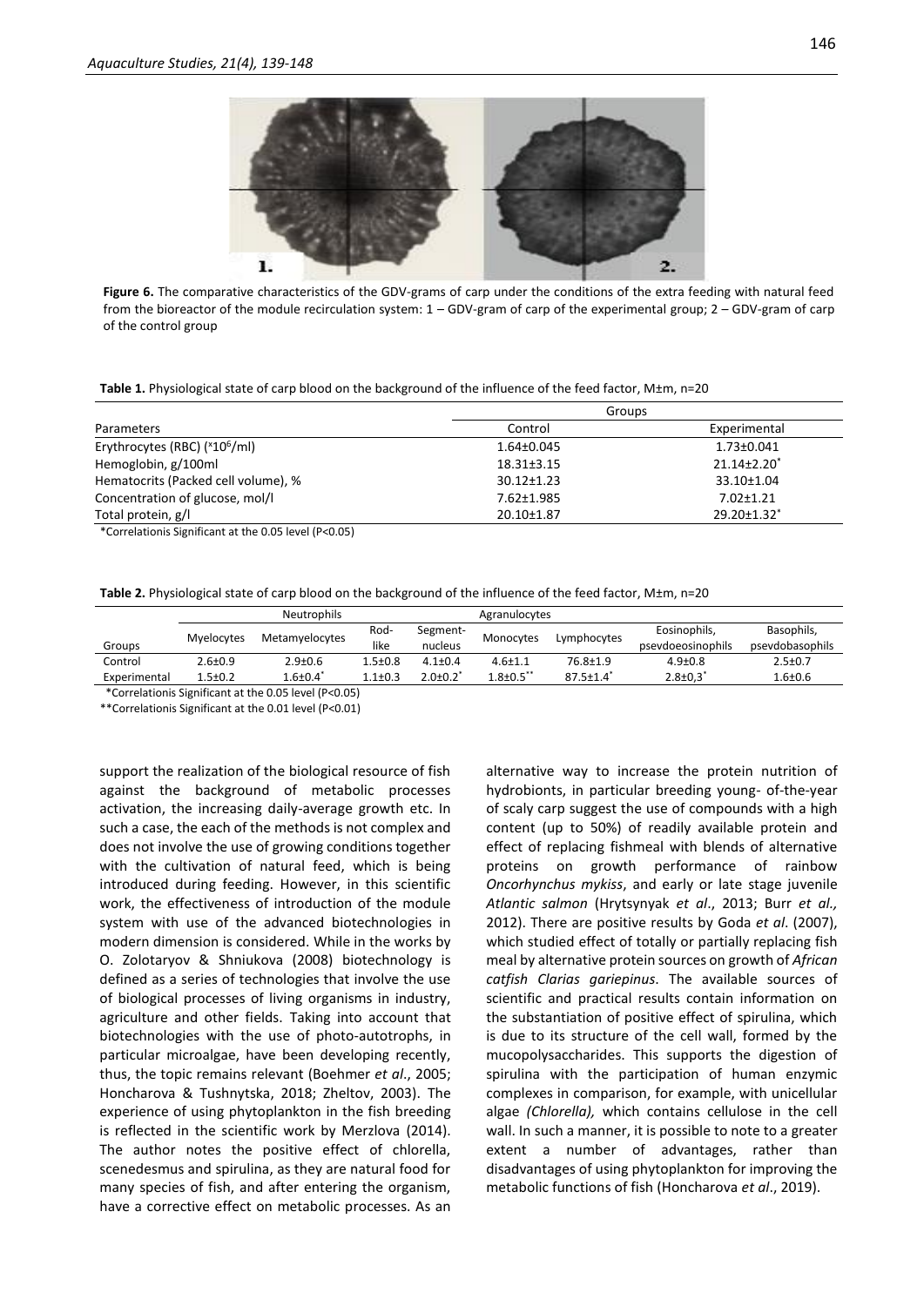**Figure 6.** The comparative characteristics of the GDV-grams of carp under the conditions of the extra feeding with natural feed from the bioreactor of the module recirculation system: 1 – GDV-gram of carp of the experimental group; 2 – GDV-gram of carp of the control group

**Table 1.** Physiological state of carp blood on the background of the influence of the feed factor, M±m, n=20

| Parameters | Groups | |
|---|---|---|
| | Control | Experimental |
| Erythrocytes (RBC) ($\times10^6$/ml) | 1.64±0.045 | 1.73±0.041 |
| Hemoglobin, g/100ml | 18.31±3.15 | 21.14±2.20* |
| Hematocrits (Packed cell volume), % | 30.12±1.23 | 33.10±1.04 |
| Concentration of glucose, mol/l | 7.62±1.985 | 7.02±1.21 |
| Total protein, g/l | 20.10±1.87 | 29.20±1.32* |

*Correlationis Significant at the 0.05 level (P<0.05)

**Table 2.** Physiological state of carp blood on the background of the influence of the feed factor, M±m, n=20

| Groups | Neutrophils | | | | Agranulocytes | | | |
|---|---|---|---|---|---|---|---|---|
| | Myelocytes | Metamyelocytes | Rod-like | Segment-nucleus | Monocytes | Lymphocytes | Eosinophils, psevdoeosinophils | Basophils, psevdobasophils |
| Control | 2.6±0.9 | 2.9±0.6 | 1.5±0.8 | 4.1±0.4 | 4.6±1.1 | 76.8±1.9 | 4.9±0.8 | 2.5±0.7 |
| Experimental | 1.5±0.2 | 1.6±0.4* | 1.1±0.3 | 2.0±0.2* | 1.8±0.5** | 87.5±1.4* | 2.8±0,3* | 1.6±0.6 |

*Correlationis Significant at the 0.05 level (P<0.05)

**Correlationis Significant at the 0.01 level (P<0.01)

support the realization of the biological resource of fish against the background of metabolic processes activation, the increasing daily-average growth etc. In such a case, the each of the methods is not complex and does not involve the use of growing conditions together with the cultivation of natural feed, which is being introduced during feeding. However, in this scientific work, the effectiveness of introduction of the module system with use of the advanced biotechnologies in modern dimension is considered. While in the works by O. Zolotaryov & Shniukova (2008) biotechnology is defined as a series of technologies that involve the use of biological processes of living organisms in industry, agriculture and other fields. Taking into account that biotechnologies with the use of photo-autotrophs, in particular microalgae, have been developing recently, thus, the topic remains relevant (Boehmer *et al*., 2005; Honcharova & Tushnytska, 2018; Zheltov, 2003). The experience of using phytoplankton in the fish breeding is reflected in the scientific work by Merzlova (2014). The author notes the positive effect of chlorella, scenedesmus and spirulina, as they are natural food for many species of fish, and after entering the organism, have a corrective effect on metabolic processes. As an alternative way to increase the protein nutrition of hydrobionts, in particular breeding young- of-the-year of scaly carp suggest the use of compounds with a high content (up to 50%) of readily available protein and effect of replacing fishmeal with blends of alternative proteins on growth performance of rainbow *Oncorhynchus mykiss*, and early or late stage juvenile *Atlantic salmon* (Hrytsynyak *et al*., 2013; Burr *et al.,* 2012). There are positive results by Goda *et al*. (2007), which studied effect of totally or partially replacing fish meal by alternative protein sources on growth of *African catfish Clarias gariepinus*. The available sources of scientific and practical results contain information on the substantiation of positive effect of spirulina, which is due to its structure of the cell wall, formed by the mucopolysaccharides. This supports the digestion of spirulina with the participation of human enzymic complexes in comparison, for example, with unicellular algae *(Chlorella),* which contains cellulose in the cell wall. In such a manner, it is possible to note to a greater extent a number of advantages, rather than disadvantages of using phytoplankton for improving the metabolic functions of fish (Honcharova *et al*., 2019).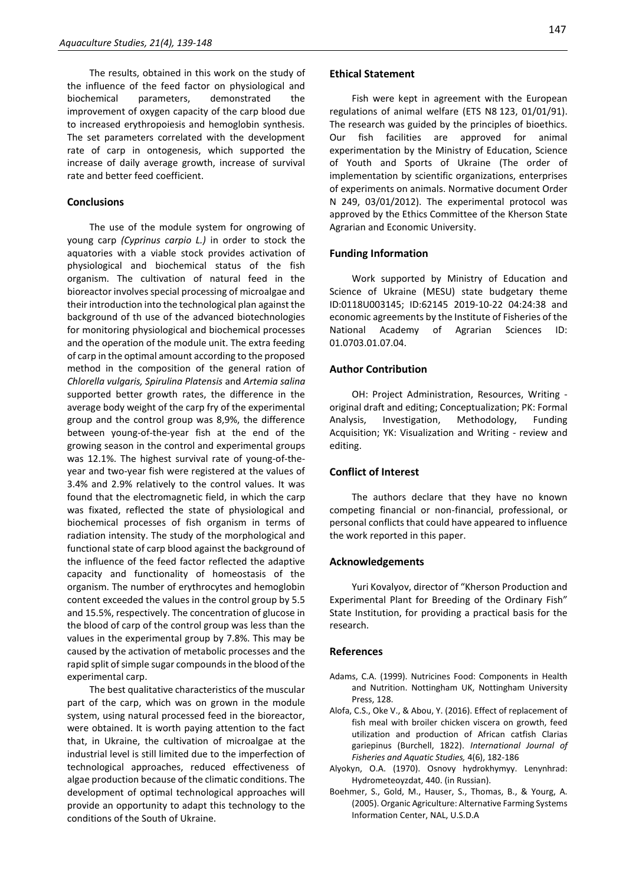The results, obtained in this work on the study of the influence of the feed factor on physiological and biochemical parameters, demonstrated the improvement of oxygen capacity of the carp blood due to increased erythropoiesis and hemoglobin synthesis. The set parameters correlated with the development rate of carp in ontogenesis, which supported the increase of daily average growth, increase of survival rate and better feed coefficient.

## Conclusions

The use of the module system for ongrowing of young carp *(Cyprinus carpio L.)* in order to stock the aquatories with a viable stock provides activation of physiological and biochemical status of the fish organism. The cultivation of natural feed in the bioreactor involves special processing of microalgae and their introduction into the technological plan against the background of th use of the advanced biotechnologies for monitoring physiological and biochemical processes and the operation of the module unit. The extra feeding of carp in the optimal amount according to the proposed method in the composition of the general ration of *Chlorella vulgaris, Spirulina Platensis* and *Artemia salina* supported better growth rates, the difference in the average body weight of the carp fry of the experimental group and the control group was 8,9%, the difference between young-of-the-year fish at the end of the growing season in the control and experimental groups was 12.1%. The highest survival rate of young-of-the-year and two-year fish were registered at the values of 3.4% and 2.9% relatively to the control values. It was found that the electromagnetic field, in which the carp was fixated, reflected the state of physiological and biochemical processes of fish organism in terms of radiation intensity. The study of the morphological and functional state of carp blood against the background of the influence of the feed factor reflected the adaptive capacity and functionality of homeostasis of the organism. The number of erythrocytes and hemoglobin content exceeded the values in the control group by 5.5 and 15.5%, respectively. The concentration of glucose in the blood of carp of the control group was less than the values in the experimental group by 7.8%. This may be caused by the activation of metabolic processes and the rapid split of simple sugar compounds in the blood of the experimental carp.

The best qualitative characteristics of the muscular part of the carp, which was on grown in the module system, using natural processed feed in the bioreactor, were obtained. It is worth paying attention to the fact that, in Ukraine, the cultivation of microalgae at the industrial level is still limited due to the imperfection of technological approaches, reduced effectiveness of algae production because of the climatic conditions. The development of optimal technological approaches will provide an opportunity to adapt this technology to the conditions of the South of Ukraine.

## Ethical Statement

Fish were kept in agreement with the European regulations of animal welfare (ETS N8 123, 01/01/91). The research was guided by the principles of bioethics. Our fish facilities are approved for animal experimentation by the Ministry of Education, Science of Youth and Sports of Ukraine (The order of implementation by scientific organizations, enterprises of experiments on animals. Normative document Order N 249, 03/01/2012). The experimental protocol was approved by the Ethics Committee of the Kherson State Agrarian and Economic University.

## Funding Information

Work supported by Ministry of Education and Science of Ukraine (MESU) state budgetary theme ID:0118U003145; ID:62145 2019-10-22 04:24:38 and economic agreements by the Institute of Fisheries of the National Academy of Agrarian Sciences ID: 01.0703.01.07.04.

## Author Contribution

OH: Project Administration, Resources, Writing - original draft and editing; Conceptualization; PK: Formal Analysis, Investigation, Methodology, Funding Acquisition; YK: Visualization and Writing - review and editing.

## Conflict of Interest

The authors declare that they have no known competing financial or non-financial, professional, or personal conflicts that could have appeared to influence the work reported in this paper.

## Acknowledgements

Yuri Kovalyov, director of "Kherson Production and Experimental Plant for Breeding of the Ordinary Fish" State Institution, for providing a practical basis for the research.

## References

Adams, C.A. (1999). Nutricines Food: Components in Health and Nutrition. Nottingham UK, Nottingham University Press, 128.

Alofa, C.S., Oke V., & Abou, Y. (2016). Effect of replacement of fish meal with broiler chicken viscera on growth, feed utilization and production of African catfish Clarias gariepinus (Burchell, 1822). *International Journal of Fisheries and Aquatic Studies,* 4(6), 182-186

Alyokyn, O.A. (1970). Osnovy hydrokhymyy. Lenynhrad: Hydrometeoyzdat, 440. (in Russian).

Boehmer, S., Gold, M., Hauser, S., Thomas, B., & Yourg, A. (2005). Organic Agriculture: Alternative Farming Systems Information Center, NAL, U.S.D.A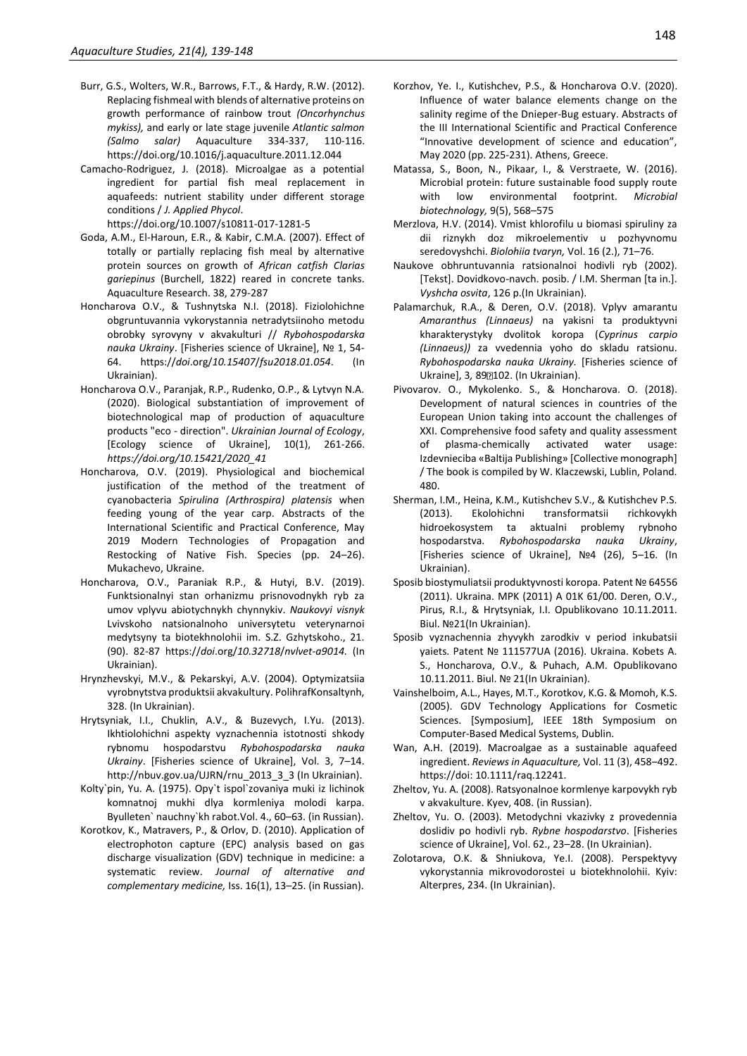Burr, G.S., Wolters, W.R., Barrows, F.T., & Hardy, R.W. (2012). Replacing fishmeal with blends of alternative proteins on growth performance of rainbow trout *(Oncorhynchus mykiss),* and early or late stage juvenile *Atlantic salmon (Salmo salar)* Aquaculture 334-337, 110-116. https://doi.org/10.1016/j.aquaculture.2011.12.044

Camacho-Rodriguez, J. (2018). Microalgae as a potential ingredient for partial fish meal replacement in aquafeeds: nutrient stability under different storage conditions / *J. Applied Phycol*. https://doi.org/10.1007/s10811-017-1281-5

Goda, A.M., El-Haroun, E.R., & Kabir, C.M.A. (2007). Effect of totally or partially replacing fish meal by alternative protein sources on growth of *African catfish Clarias gariepinus* (Burchell, 1822) reared in concrete tanks. Aquaculture Research. 38, 279-287

Honcharova O.V., & Tushnytska N.I. (2018). Fiziolohichne obgruntuvannia vykorystannia netradytsiinoho metodu obrobky syrovyny v akvakulturi // *Rybohospodarska nauka Ukrainy*. [Fisheries science of Ukraine], № 1, 54-64. https://*doi*.org/*10.15407/fsu2018.01.054*. (In Ukrainian).

Honcharova O.V., Paranjak, R.P., Rudenko, O.P., & Lytvyn N.A. (2020). Biological substantiation of improvement of biotechnological map of production of aquaculture products "eco - direction". *Ukrainian Journal of Ecology*, [Ecology science of Ukraine], 10(1), 261-266. *https://doi.org/10.15421/2020_41*

Honcharova, O.V. (2019). Physiological and biochemical justification of the method of the treatment of cyanobacteria *Spirulina (Arthrospira) platensis* when feeding young of the year carp. Abstracts of the International Scientific and Practical Conference, May 2019 Modern Technologies of Propagation and Restocking of Native Fish. Species (pp. 24–26). Mukachevo, Ukraine.

Honcharova, O.V., Paraniak R.P., & Hutyi, B.V. (2019). Funktsionalnyi stan orhanizmu prisnovodnykh ryb za umov vplyvu abiotychnykh chynnykiv. *Naukovyi visnyk* Lvivskoho natsionalnoho universytetu veterynarnoi medytsyny ta biotekhnolohii im. S.Z. Gzhytskoho., 21. (90). 82-87 https://*doi*.org/*10.32718/nvlvet-a9014.* (In Ukrainian).

Hrynzhevskyi, M.V., & Pekarskyi, A.V. (2004). Optymizatsiia vyrobnytstva produktsii akvakultury. PolihrafKonsaltynh, 328. (In Ukrainian).

Hrytsyniak, I.I., Chuklin, A.V., & Buzevych, I.Yu. (2013). Ikhtiolohichni aspekty vyznachennia istotnosti shkody rybnomu hospodarstvu *Rybohospodarska nauka Ukrainy*. [Fisheries science of Ukraine], Vol. 3, 7–14. http://nbuv.gov.ua/UJRN/rnu_2013_3_3 (In Ukrainian).

Kolty`pin, Yu. A. (1975). Opy`t ispol`zovaniya muki iz lichinok komnatnoj mukhi dlya kormleniya molodi karpa. Byulleten` nauchny`kh rabot.Vol. 4., 60–63. (in Russian).

Korotkov, K., Matravers, P., & Orlov, D. (2010). Application of electrophoton capture (EPC) analysis based on gas discharge visualization (GDV) technique in medicine: a systematic review. *Journal of alternative and complementary medicine,* Iss. 16(1), 13–25. (in Russian).

Korzhov, Ye. I., Kutishchev, P.S., & Honcharova O.V. (2020). Influence of water balance elements change on the salinity regime of the Dnieper-Bug estuary. Abstracts of the III International Scientific and Practical Conference "Innovative development of science and education", May 2020 (pp. 225-231). Athens, Greece.

Matassa, S., Boon, N., Pikaar, I., & Verstraete, W. (2016). Microbial protein: future sustainable food supply route with low environmental footprint. *Microbial biotechnology,* 9(5), 568–575

Merzlova, H.V. (2014). Vmist khlorofilu u biomasi spiruliny za dii riznykh doz mikroelementiv u pozhyvnomu seredovyshchi. *Biolohiia tvaryn,* Vol. 16 (2.), 71–76.

Naukove obhruntuvannia ratsionalnoi hodivli ryb (2002). [Tekst]. Dovidkovo-navch. posib. / I.M. Sherman [ta in.]. *Vyshcha osvita*, 126 p.(In Ukrainian).

Palamarchuk, R.A., & Deren, O.V. (2018). Vplyv amarantu *Amaranthus (Linnaeus)* na yakisni ta produktyvni kharakterystyky dvolitok koropa (*Cyprinus carpio (Linnaeus))* za vvedennia yoho do skladu ratsionu. *Rybohospodarska nauka Ukrainy.* [Fisheries science of Ukraine], 3*,* 89102. (In Ukrainian).

Pivovarov. O., Mykolenko. S., & Honcharova. O. (2018). Development of natural sciences in countries of the European Union taking into account the challenges of XXI. Comprehensive food safety and quality assessment of plasma-chemically activated water usage: Izdevnieciba «Baltija Publishing» [Collective monograph] / The book is compiled by W. Klaczewski, Lublin, Poland. 480.

Sherman, I.M., Heina, K.M., Kutishchev S.V., & Kutishchev P.S. (2013). Ekolohichni transformatsii richkovykh hidroekosystem ta aktualni problemy rybnoho hospodarstva. *Rybohospodarska nauka Ukrainy*, [Fisheries science of Ukraine], №4 (26), 5–16. (In Ukrainian).

Sposib biostymuliatsii produktyvnosti koropa. Patent № 64556 (2011). Ukraina. MPK (2011) A 01K 61/00. Deren, O.V., Pirus, R.I., & Hrytsyniak, I.I. Opublikovano 10.11.2011. Biul. №21(In Ukrainian).

Sposib vyznachennia zhyvykh zarodkiv v period inkubatsii yaiets. Patent № 111577UA (2016). Ukraina. Kobets A. S., Honcharova, O.V., & Puhach, A.M. Opublikovano 10.11.2011. Biul. № 21(In Ukrainian).

Vainshelboim, A.L., Hayes, M.T., Korotkov, K.G. & Momoh, K.S. (2005). GDV Technology Applications for Cosmetic Sciences. [Symposium], IEEE 18th Symposium on Computer-Based Medical Systems, Dublin.

Wan, A.H. (2019). Macroalgae as a sustainable aquafeed ingredient. *Reviews in Aquaculture,* Vol. 11 (3), 458–492. https://doi: 10.1111/raq.12241.

Zheltov, Yu. A. (2008). Ratsyonalnoe kormlenye karpovykh ryb v akvakulture. Kyev, 408. (in Russian).

Zheltov, Yu. O. (2003). Metodychni vkazivky z provedennia doslidiv po hodivli ryb. *Rybne hospodarstvo*. [Fisheries science of Ukraine], Vol. 62., 23–28. (In Ukrainian).

Zolotarova, O.K. & Shniukova, Ye.I. (2008). Perspektyvy vykorystannia mikrovodorostei u biotekhnolohii. Kyiv: Alterpres, 234. (In Ukrainian).